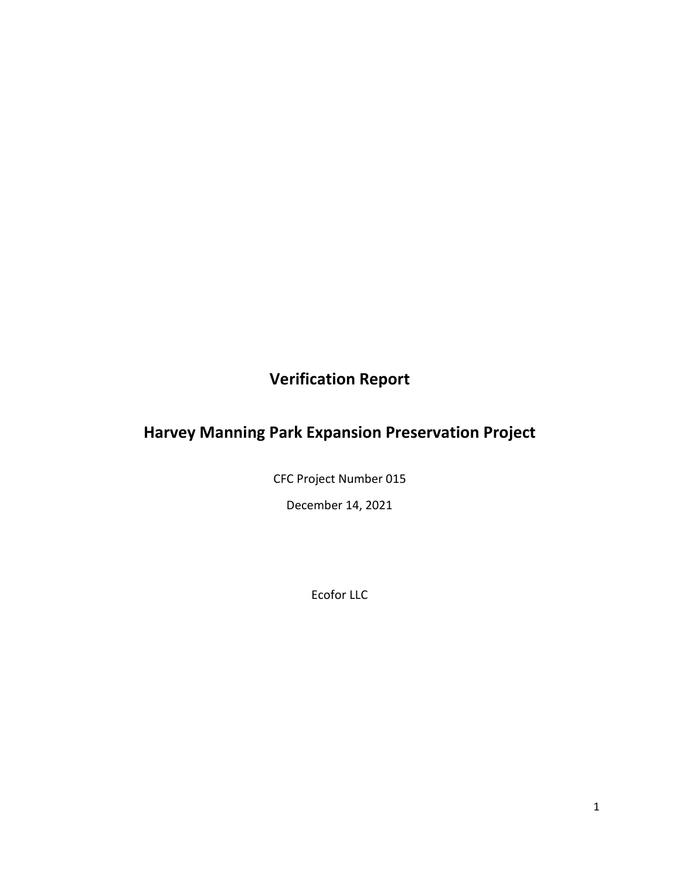# Verification Report

# Harvey Manning Park Expansion Preservation Project

CFC Project Number 015

December 14, 2021

Ecofor LLC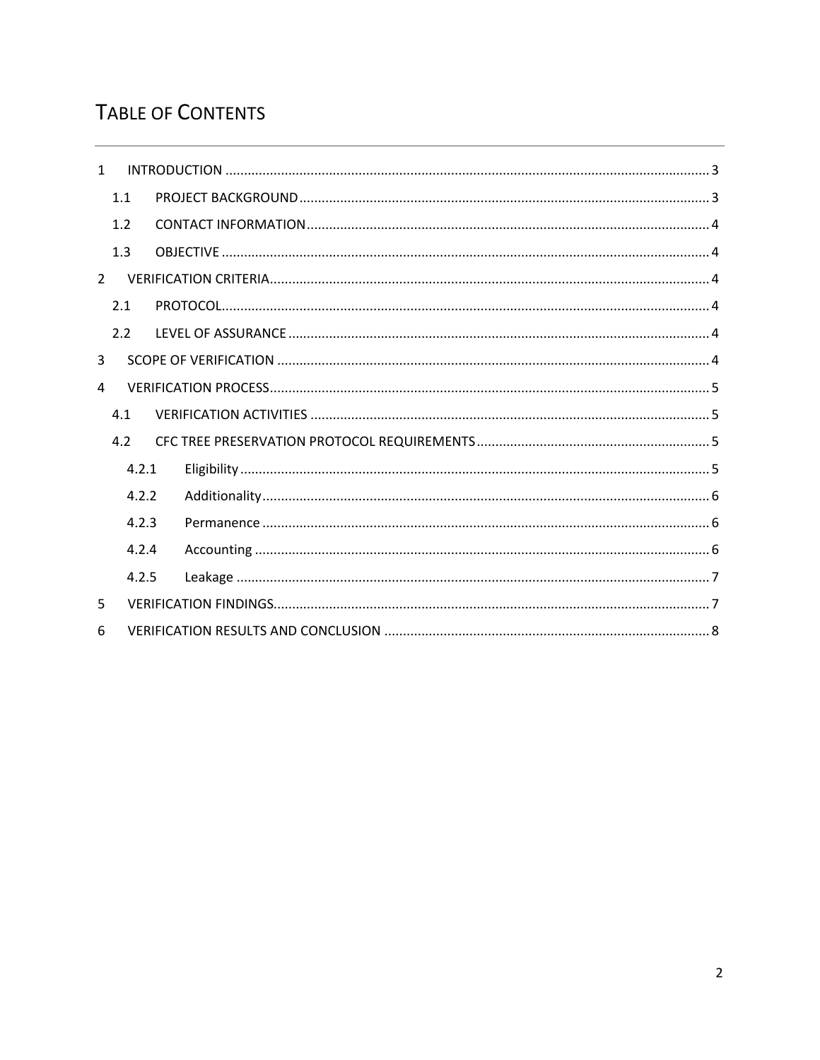# TABLE OF CONTENTS

1 INTRODUCTION ... 3
- 1.1 PROJECT BACKGROUND ... 3
- 1.2 CONTACT INFORMATION ... 4
- 1.3 OBJECTIVE ... 4

2 VERIFICATION CRITERIA ... 4
- 2.1 PROTOCOL ... 4
- 2.2 LEVEL OF ASSURANCE ... 4

3 SCOPE OF VERIFICATION ... 4

4 VERIFICATION PROCESS ... 5
- 4.1 VERIFICATION ACTIVITIES ... 5
- 4.2 CFC TREE PRESERVATION PROTOCOL REQUIREMENTS ... 5
  - 4.2.1 Eligibility ... 5
  - 4.2.2 Additionality ... 6
  - 4.2.3 Permanence ... 6
  - 4.2.4 Accounting ... 6
  - 4.2.5 Leakage ... 7

5 VERIFICATION FINDINGS ... 7

6 VERIFICATION RESULTS AND CONCLUSION ... 8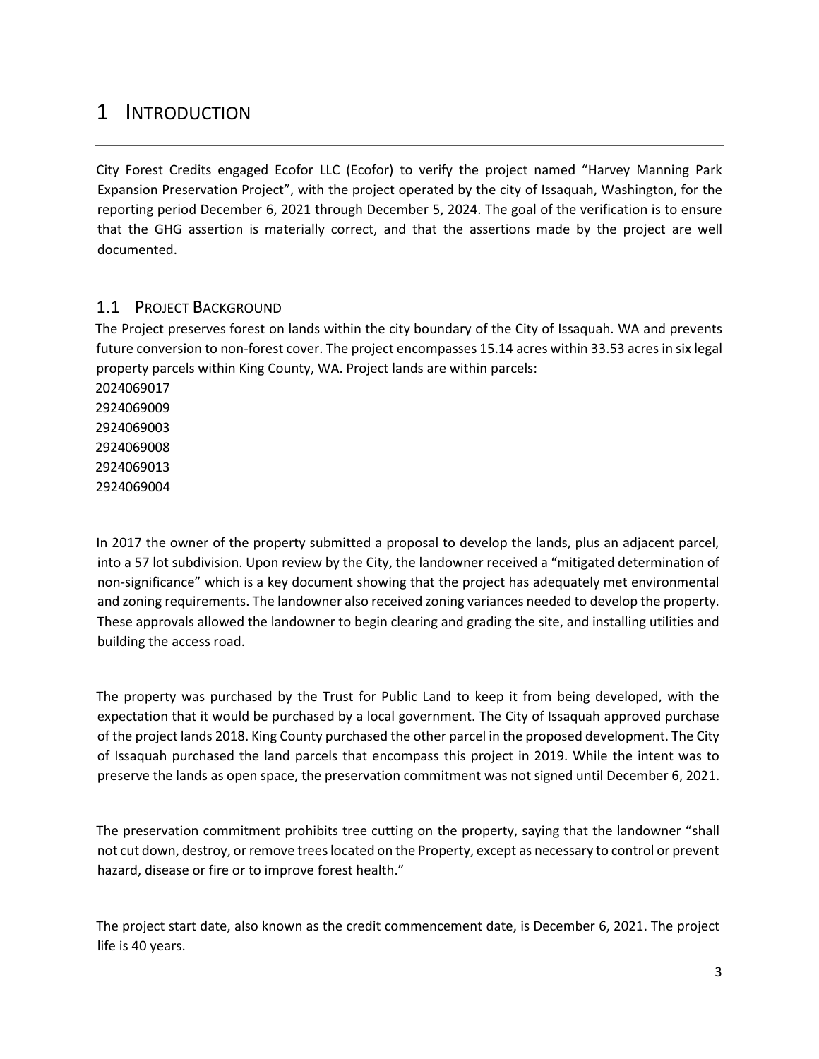# 1 INTRODUCTION

City Forest Credits engaged Ecofor LLC (Ecofor) to verify the project named "Harvey Manning Park Expansion Preservation Project", with the project operated by the city of Issaquah, Washington, for the reporting period December 6, 2021 through December 5, 2024. The goal of the verification is to ensure that the GHG assertion is materially correct, and that the assertions made by the project are well documented.

## 1.1 PROJECT BACKGROUND

The Project preserves forest on lands within the city boundary of the City of Issaquah. WA and prevents future conversion to non-forest cover. The project encompasses 15.14 acres within 33.53 acres in six legal property parcels within King County, WA. Project lands are within parcels:

2024069017
2924069009
2924069003
2924069008
2924069013
2924069004

In 2017 the owner of the property submitted a proposal to develop the lands, plus an adjacent parcel, into a 57 lot subdivision. Upon review by the City, the landowner received a "mitigated determination of non-significance" which is a key document showing that the project has adequately met environmental and zoning requirements. The landowner also received zoning variances needed to develop the property. These approvals allowed the landowner to begin clearing and grading the site, and installing utilities and building the access road.

The property was purchased by the Trust for Public Land to keep it from being developed, with the expectation that it would be purchased by a local government. The City of Issaquah approved purchase of the project lands 2018. King County purchased the other parcel in the proposed development. The City of Issaquah purchased the land parcels that encompass this project in 2019. While the intent was to preserve the lands as open space, the preservation commitment was not signed until December 6, 2021.

The preservation commitment prohibits tree cutting on the property, saying that the landowner "shall not cut down, destroy, or remove trees located on the Property, except as necessary to control or prevent hazard, disease or fire or to improve forest health."

The project start date, also known as the credit commencement date, is December 6, 2021. The project life is 40 years.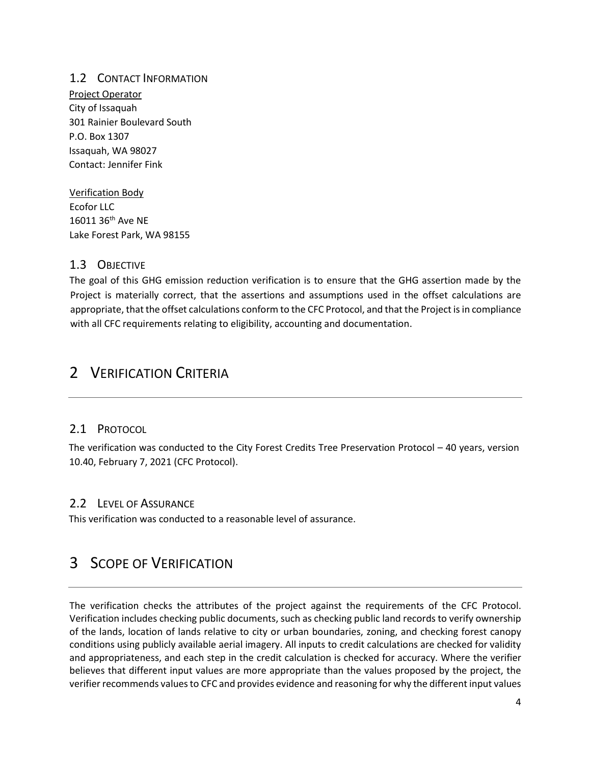## 1.2 Contact Information

Project Operator
City of Issaquah
301 Rainier Boulevard South
P.O. Box 1307
Issaquah, WA 98027
Contact: Jennifer Fink

Verification Body
Ecofor LLC
16011 36th Ave NE
Lake Forest Park, WA 98155

## 1.3 Objective

The goal of this GHG emission reduction verification is to ensure that the GHG assertion made by the Project is materially correct, that the assertions and assumptions used in the offset calculations are appropriate, that the offset calculations conform to the CFC Protocol, and that the Project is in compliance with all CFC requirements relating to eligibility, accounting and documentation.

# 2 Verification Criteria

## 2.1 Protocol

The verification was conducted to the City Forest Credits Tree Preservation Protocol – 40 years, version 10.40, February 7, 2021 (CFC Protocol).

## 2.2 Level of Assurance

This verification was conducted to a reasonable level of assurance.

# 3 Scope of Verification

The verification checks the attributes of the project against the requirements of the CFC Protocol. Verification includes checking public documents, such as checking public land records to verify ownership of the lands, location of lands relative to city or urban boundaries, zoning, and checking forest canopy conditions using publicly available aerial imagery. All inputs to credit calculations are checked for validity and appropriateness, and each step in the credit calculation is checked for accuracy. Where the verifier believes that different input values are more appropriate than the values proposed by the project, the verifier recommends values to CFC and provides evidence and reasoning for why the different input values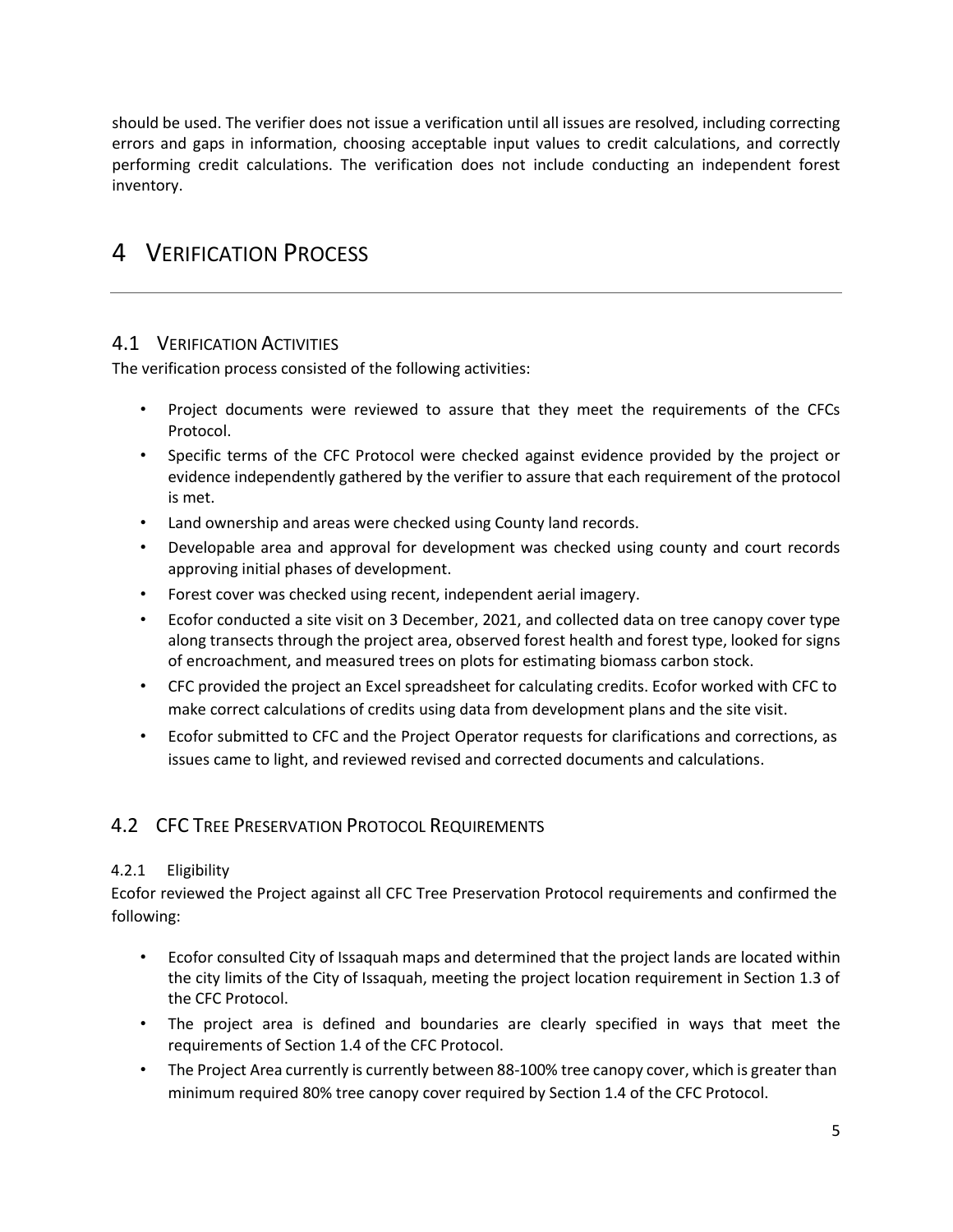should be used. The verifier does not issue a verification until all issues are resolved, including correcting errors and gaps in information, choosing acceptable input values to credit calculations, and correctly performing credit calculations. The verification does not include conducting an independent forest inventory.

# 4 VERIFICATION PROCESS

## 4.1 VERIFICATION ACTIVITIES

The verification process consisted of the following activities:

- Project documents were reviewed to assure that they meet the requirements of the CFCs Protocol.
- Specific terms of the CFC Protocol were checked against evidence provided by the project or evidence independently gathered by the verifier to assure that each requirement of the protocol is met.
- Land ownership and areas were checked using County land records.
- Developable area and approval for development was checked using county and court records approving initial phases of development.
- Forest cover was checked using recent, independent aerial imagery.
- Ecofor conducted a site visit on 3 December, 2021, and collected data on tree canopy cover type along transects through the project area, observed forest health and forest type, looked for signs of encroachment, and measured trees on plots for estimating biomass carbon stock.
- CFC provided the project an Excel spreadsheet for calculating credits. Ecofor worked with CFC to make correct calculations of credits using data from development plans and the site visit.
- Ecofor submitted to CFC and the Project Operator requests for clarifications and corrections, as issues came to light, and reviewed revised and corrected documents and calculations.

## 4.2 CFC TREE PRESERVATION PROTOCOL REQUIREMENTS

### 4.2.1 Eligibility

Ecofor reviewed the Project against all CFC Tree Preservation Protocol requirements and confirmed the following:

- Ecofor consulted City of Issaquah maps and determined that the project lands are located within the city limits of the City of Issaquah, meeting the project location requirement in Section 1.3 of the CFC Protocol.
- The project area is defined and boundaries are clearly specified in ways that meet the requirements of Section 1.4 of the CFC Protocol.
- The Project Area currently is currently between 88-100% tree canopy cover, which is greater than minimum required 80% tree canopy cover required by Section 1.4 of the CFC Protocol.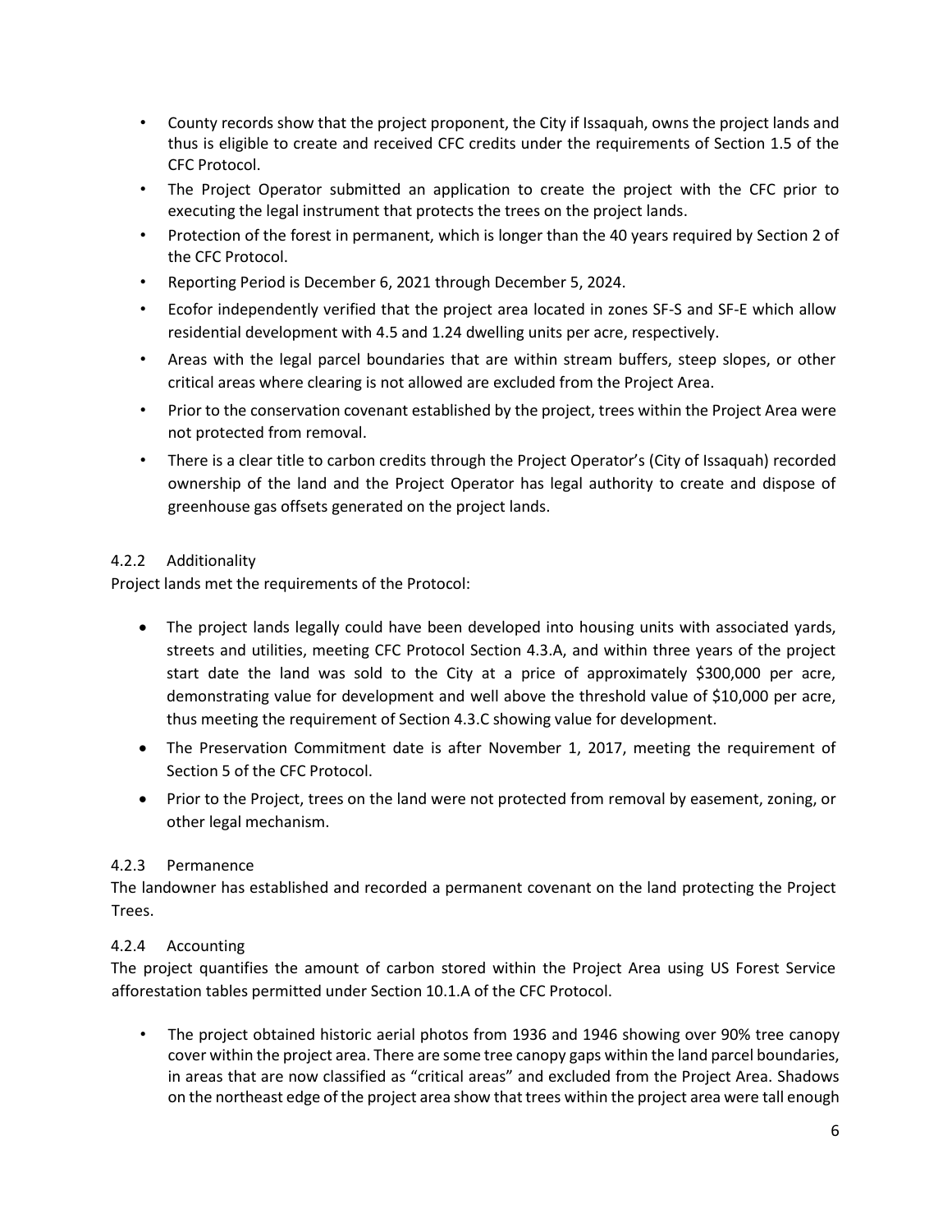- County records show that the project proponent, the City if Issaquah, owns the project lands and thus is eligible to create and received CFC credits under the requirements of Section 1.5 of the CFC Protocol.
- The Project Operator submitted an application to create the project with the CFC prior to executing the legal instrument that protects the trees on the project lands.
- Protection of the forest in permanent, which is longer than the 40 years required by Section 2 of the CFC Protocol.
- Reporting Period is December 6, 2021 through December 5, 2024.
- Ecofor independently verified that the project area located in zones SF-S and SF-E which allow residential development with 4.5 and 1.24 dwelling units per acre, respectively.
- Areas with the legal parcel boundaries that are within stream buffers, steep slopes, or other critical areas where clearing is not allowed are excluded from the Project Area.
- Prior to the conservation covenant established by the project, trees within the Project Area were not protected from removal.
- There is a clear title to carbon credits through the Project Operator's (City of Issaquah) recorded ownership of the land and the Project Operator has legal authority to create and dispose of greenhouse gas offsets generated on the project lands.

### 4.2.2 Additionality

Project lands met the requirements of the Protocol:

- The project lands legally could have been developed into housing units with associated yards, streets and utilities, meeting CFC Protocol Section 4.3.A, and within three years of the project start date the land was sold to the City at a price of approximately $300,000 per acre, demonstrating value for development and well above the threshold value of $10,000 per acre, thus meeting the requirement of Section 4.3.C showing value for development.
- The Preservation Commitment date is after November 1, 2017, meeting the requirement of Section 5 of the CFC Protocol.
- Prior to the Project, trees on the land were not protected from removal by easement, zoning, or other legal mechanism.

### 4.2.3 Permanence

The landowner has established and recorded a permanent covenant on the land protecting the Project Trees.

### 4.2.4 Accounting

The project quantifies the amount of carbon stored within the Project Area using US Forest Service afforestation tables permitted under Section 10.1.A of the CFC Protocol.

- The project obtained historic aerial photos from 1936 and 1946 showing over 90% tree canopy cover within the project area. There are some tree canopy gaps within the land parcel boundaries, in areas that are now classified as "critical areas" and excluded from the Project Area. Shadows on the northeast edge of the project area show that trees within the project area were tall enough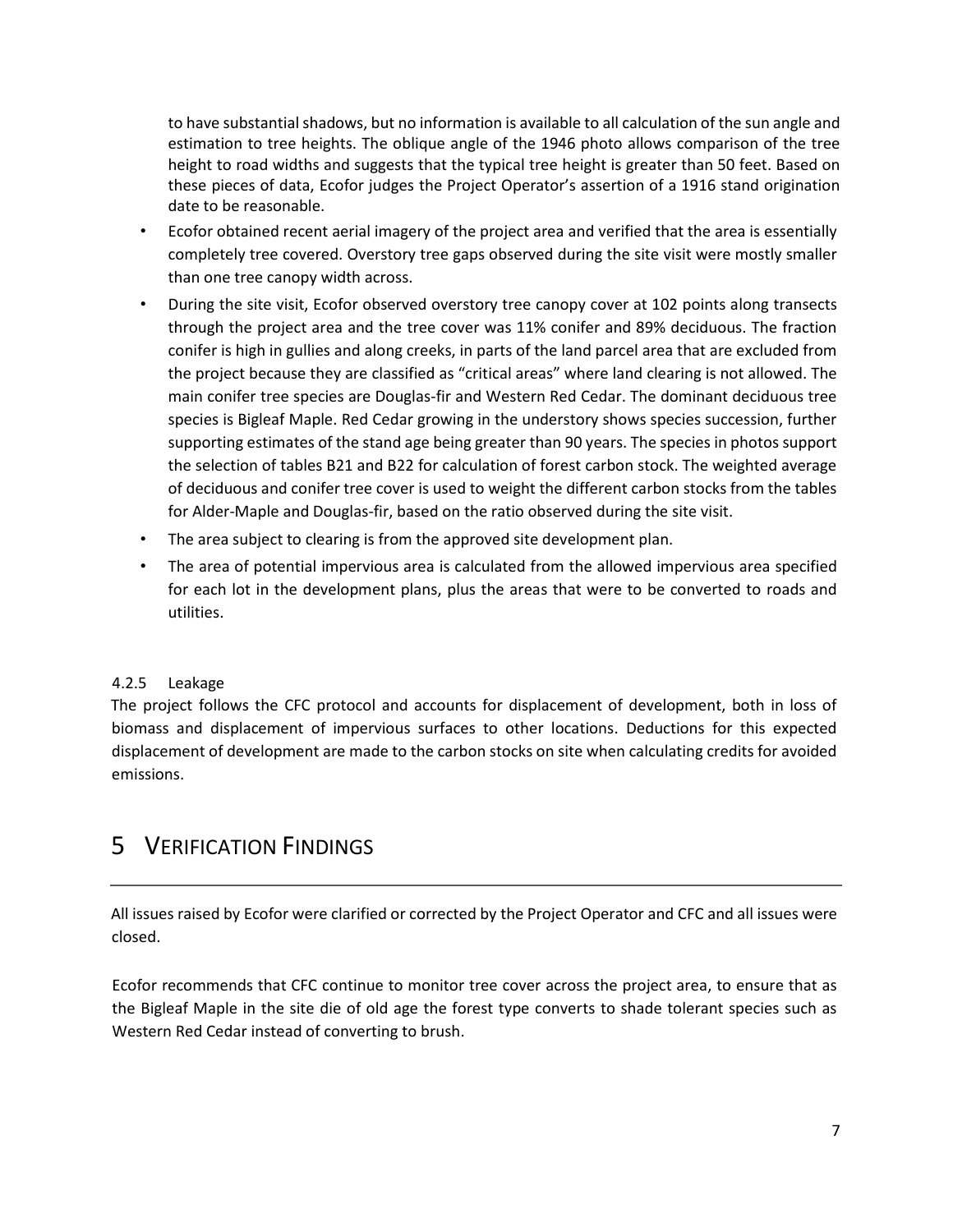to have substantial shadows, but no information is available to all calculation of the sun angle and estimation to tree heights. The oblique angle of the 1946 photo allows comparison of the tree height to road widths and suggests that the typical tree height is greater than 50 feet. Based on these pieces of data, Ecofor judges the Project Operator's assertion of a 1916 stand origination date to be reasonable.

- Ecofor obtained recent aerial imagery of the project area and verified that the area is essentially completely tree covered. Overstory tree gaps observed during the site visit were mostly smaller than one tree canopy width across.
- During the site visit, Ecofor observed overstory tree canopy cover at 102 points along transects through the project area and the tree cover was 11% conifer and 89% deciduous. The fraction conifer is high in gullies and along creeks, in parts of the land parcel area that are excluded from the project because they are classified as "critical areas" where land clearing is not allowed. The main conifer tree species are Douglas-fir and Western Red Cedar. The dominant deciduous tree species is Bigleaf Maple. Red Cedar growing in the understory shows species succession, further supporting estimates of the stand age being greater than 90 years. The species in photos support the selection of tables B21 and B22 for calculation of forest carbon stock. The weighted average of deciduous and conifer tree cover is used to weight the different carbon stocks from the tables for Alder-Maple and Douglas-fir, based on the ratio observed during the site visit.
- The area subject to clearing is from the approved site development plan.
- The area of potential impervious area is calculated from the allowed impervious area specified for each lot in the development plans, plus the areas that were to be converted to roads and utilities.

### 4.2.5 Leakage

The project follows the CFC protocol and accounts for displacement of development, both in loss of biomass and displacement of impervious surfaces to other locations. Deductions for this expected displacement of development are made to the carbon stocks on site when calculating credits for avoided emissions.

# 5 Verification Findings

All issues raised by Ecofor were clarified or corrected by the Project Operator and CFC and all issues were closed.

Ecofor recommends that CFC continue to monitor tree cover across the project area, to ensure that as the Bigleaf Maple in the site die of old age the forest type converts to shade tolerant species such as Western Red Cedar instead of converting to brush.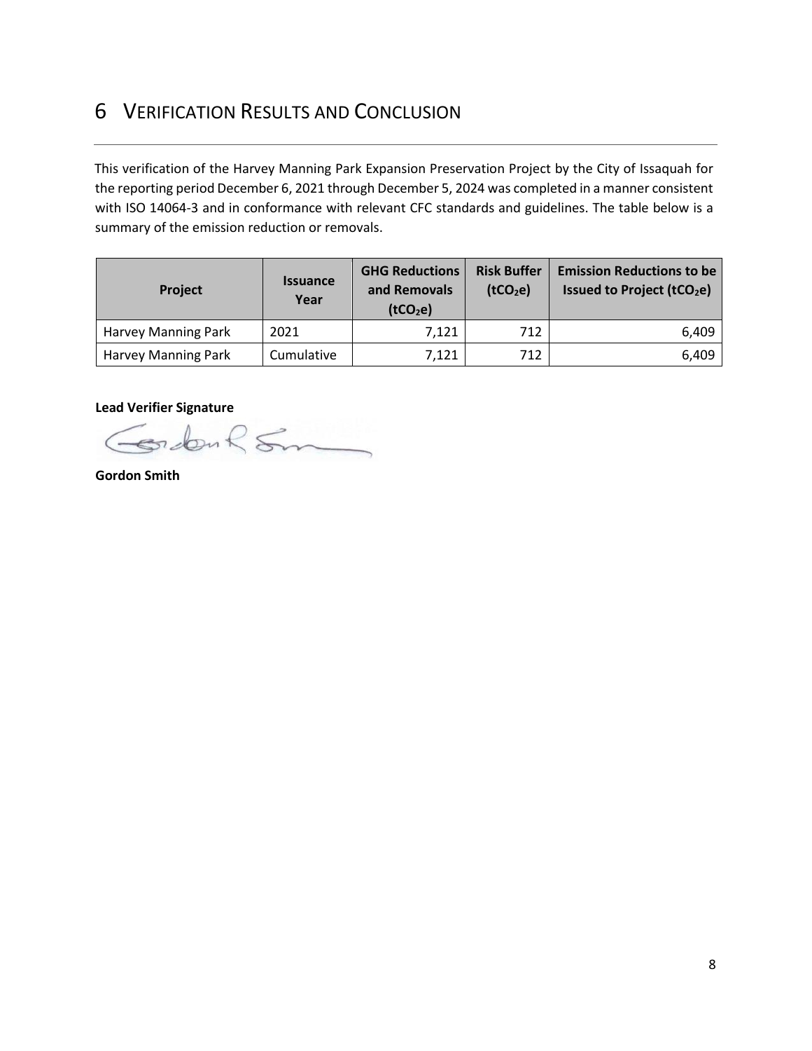# 6 VERIFICATION RESULTS AND CONCLUSION

This verification of the Harvey Manning Park Expansion Preservation Project by the City of Issaquah for the reporting period December 6, 2021 through December 5, 2024 was completed in a manner consistent with ISO 14064-3 and in conformance with relevant CFC standards and guidelines. The table below is a summary of the emission reduction or removals.

| Project | Issuance Year | GHG Reductions and Removals ($tCO_2e$) | Risk Buffer ($tCO_2e$) | Emission Reductions to be Issued to Project ($tCO_2e$) |
|---|---|---|---|---|
| Harvey Manning Park | 2021 | 7,121 | 712 | 6,409 |
| Harvey Manning Park | Cumulative | 7,121 | 712 | 6,409 |

**Lead Verifier Signature**

**Gordon Smith**